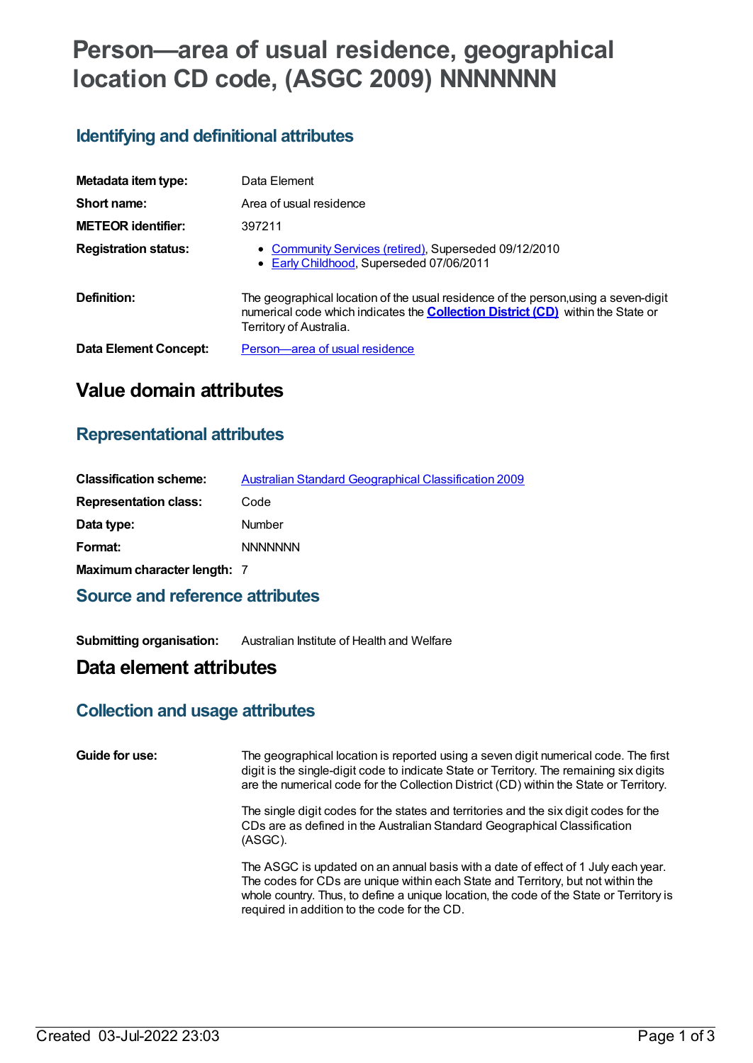# Person—area of usual residence, geographical location CD code, (ASGC 2009) NNNNNNN

## Identifying and definitional attributes

| | |
|---|---|
| **Metadata item type:** | Data Element |
| **Short name:** | Area of usual residence |
| **METEOR identifier:** | 397211 |
| **Registration status:** | • Community Services (retired), Superseded 09/12/2010<br>• Early Childhood, Superseded 07/06/2011 |
| **Definition:** | The geographical location of the usual residence of the person,using a seven-digit numerical code which indicates the **Collection District (CD)** within the State or Territory of Australia. |
| **Data Element Concept:** | Person—area of usual residence |

# Value domain attributes

## Representational attributes

| | |
|---|---|
| **Classification scheme:** | Australian Standard Geographical Classification 2009 |
| **Representation class:** | Code |
| **Data type:** | Number |
| **Format:** | NNNNNNN |
| **Maximum character length:** | 7 |

## Source and reference attributes

| | |
|---|---|
| **Submitting organisation:** | Australian Institute of Health and Welfare |

# Data element attributes

## Collection and usage attributes

**Guide for use:**

The geographical location is reported using a seven digit numerical code. The first digit is the single-digit code to indicate State or Territory. The remaining six digits are the numerical code for the Collection District (CD) within the State or Territory.

The single digit codes for the states and territories and the six digit codes for the CDs are as defined in the Australian Standard Geographical Classification (ASGC).

The ASGC is updated on an annual basis with a date of effect of 1 July each year. The codes for CDs are unique within each State and Territory, but not within the whole country. Thus, to define a unique location, the code of the State or Territory is required in addition to the code for the CD.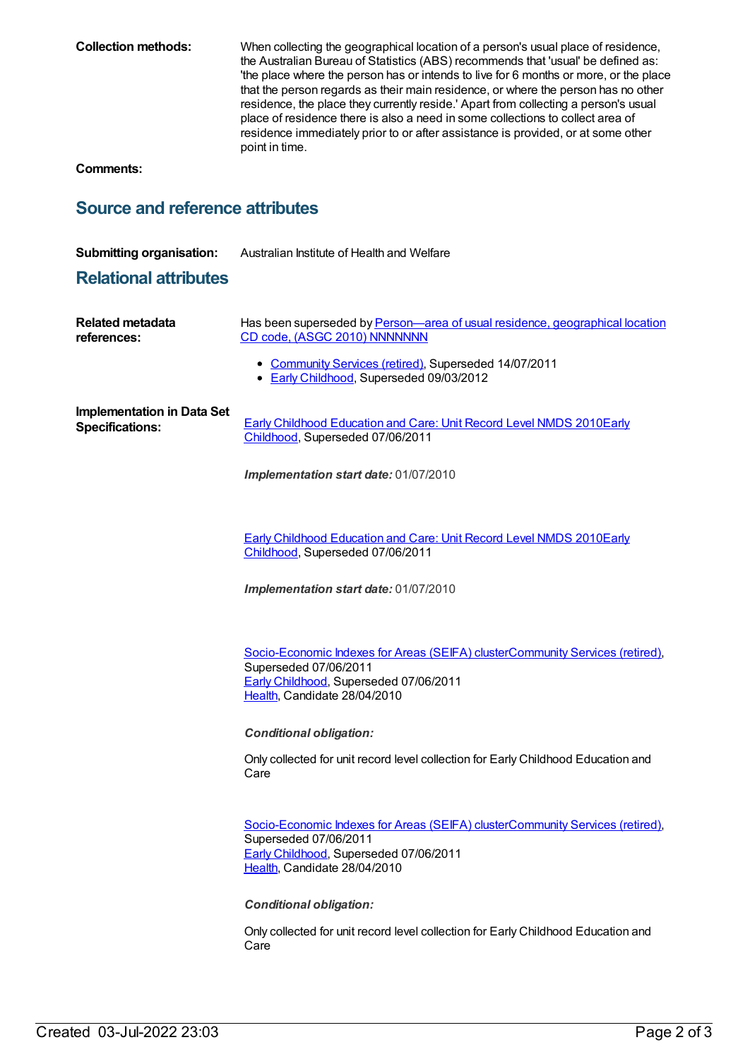**Collection methods:** When collecting the geographical location of a person's usual place of residence, the Australian Bureau of Statistics (ABS) recommends that 'usual' be defined as: 'the place where the person has or intends to live for 6 months or more, or the place that the person regards as their main residence, or where the person has no other residence, the place they currently reside.' Apart from collecting a person's usual place of residence there is also a need in some collections to collect area of residence immediately prior to or after assistance is provided, or at some other point in time.

**Comments:**

## Source and reference attributes

**Submitting organisation:** Australian Institute of Health and Welfare

## Relational attributes

**Related metadata references:** Has been superseded by Person—area of usual residence, geographical location CD code, (ASGC 2010) NNNNNNN

- Community Services (retired), Superseded 14/07/2011
- Early Childhood, Superseded 09/03/2012

**Implementation in Data Set Specifications:**

Early Childhood Education and Care: Unit Record Level NMDS 2010Early Childhood, Superseded 07/06/2011

***Implementation start date:*** 01/07/2010

Early Childhood Education and Care: Unit Record Level NMDS 2010Early Childhood, Superseded 07/06/2011

***Implementation start date:*** 01/07/2010

Socio-Economic Indexes for Areas (SEIFA) clusterCommunity Services (retired), Superseded 07/06/2011
Early Childhood, Superseded 07/06/2011
Health, Candidate 28/04/2010

***Conditional obligation:***

Only collected for unit record level collection for Early Childhood Education and Care

Socio-Economic Indexes for Areas (SEIFA) clusterCommunity Services (retired), Superseded 07/06/2011
Early Childhood, Superseded 07/06/2011
Health, Candidate 28/04/2010

***Conditional obligation:***

Only collected for unit record level collection for Early Childhood Education and Care